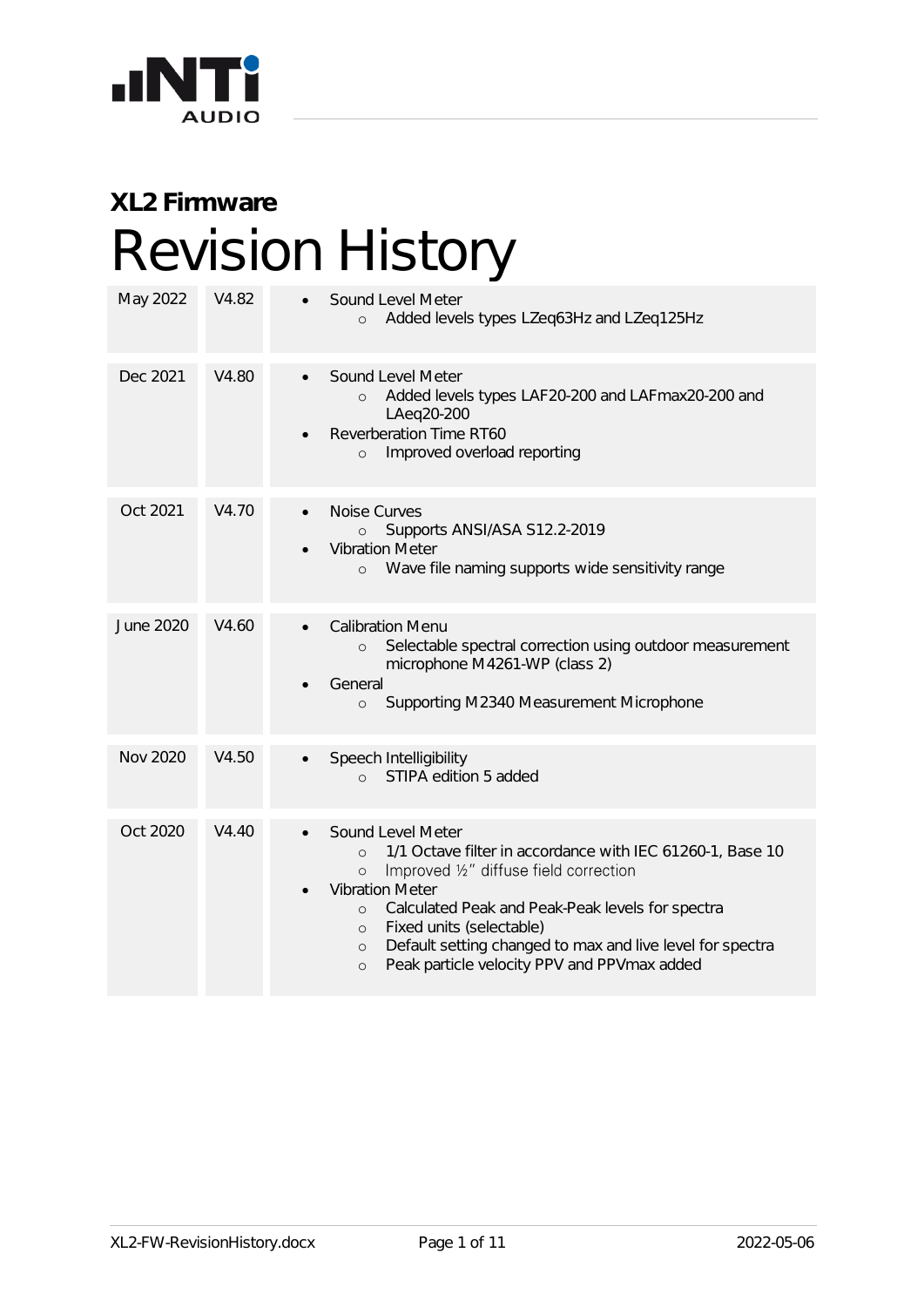**XL2 Firmware**

# Revision History

| | | |
|---|---|---|
| May 2022 | V4.82 | • Sound Level Meter<br>  ○ Added levels types LZeq63Hz and LZeq125Hz |
| Dec 2021 | V4.80 | • Sound Level Meter<br>  ○ Added levels types LAF20-200 and LAFmax20-200 and LAeq20-200<br>• Reverberation Time RT60<br>  ○ Improved overload reporting |
| Oct 2021 | V4.70 | • Noise Curves<br>  ○ Supports ANSI/ASA S12.2-2019<br>• Vibration Meter<br>  ○ Wave file naming supports wide sensitivity range |
| June 2020 | V4.60 | • Calibration Menu<br>  ○ Selectable spectral correction using outdoor measurement microphone M4261-WP (class 2)<br>• General<br>  ○ Supporting M2340 Measurement Microphone |
| Nov 2020 | V4.50 | • Speech Intelligibility<br>  ○ STIPA edition 5 added |
| Oct 2020 | V4.40 | • Sound Level Meter<br>  ○ 1/1 Octave filter in accordance with IEC 61260-1, Base 10<br>  ○ Improved ½" diffuse field correction<br>• Vibration Meter<br>  ○ Calculated Peak and Peak-Peak levels for spectra<br>  ○ Fixed units (selectable)<br>  ○ Default setting changed to max and live level for spectra<br>  ○ Peak particle velocity PPV and PPVmax added |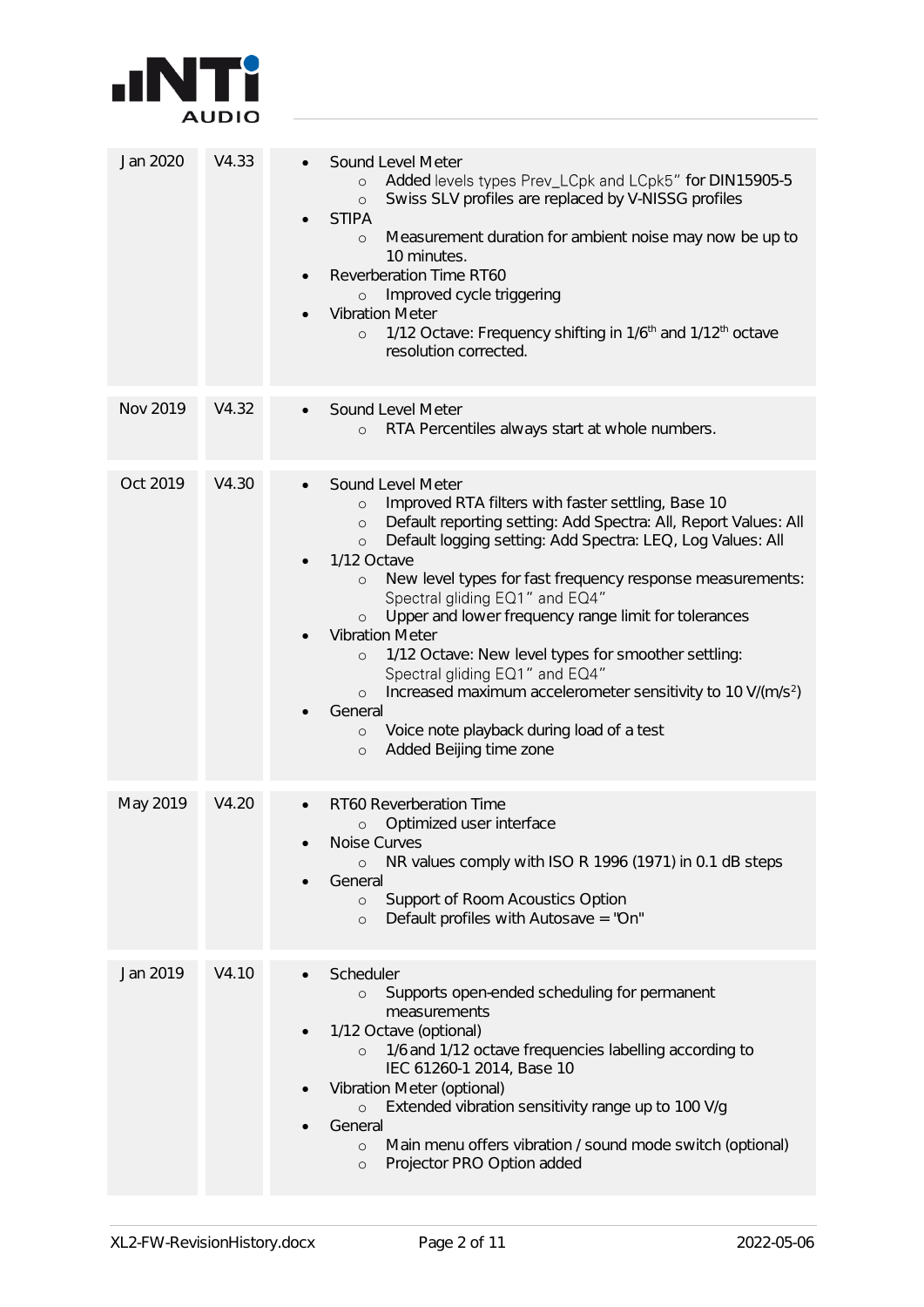| | | |
|---|---|---|
| Jan 2020 | V4.33 | • Sound Level Meter<br>  ○ Added levels types Prev_LCpk and LCpk5" for DIN15905-5<br>  ○ Swiss SLV profiles are replaced by V-NISSG profiles<br>• STIPA<br>  ○ Measurement duration for ambient noise may now be up to 10 minutes.<br>• Reverberation Time RT60<br>  ○ Improved cycle triggering<br>• Vibration Meter<br>  ○ 1/12 Octave: Frequency shifting in 1/6th and 1/12th octave resolution corrected. |
| Nov 2019 | V4.32 | • Sound Level Meter<br>  ○ RTA Percentiles always start at whole numbers. |
| Oct 2019 | V4.30 | • Sound Level Meter<br>  ○ Improved RTA filters with faster settling, Base 10<br>  ○ Default reporting setting: Add Spectra: All, Report Values: All<br>  ○ Default logging setting: Add Spectra: LEQ, Log Values: All<br>• 1/12 Octave<br>  ○ New level types for fast frequency response measurements: Spectral gliding EQ1" and EQ4"<br>  ○ Upper and lower frequency range limit for tolerances<br>• Vibration Meter<br>  ○ 1/12 Octave: New level types for smoother settling: Spectral gliding EQ1" and EQ4"<br>  ○ Increased maximum accelerometer sensitivity to 10 V/(m/s$^2$)<br>• General<br>  ○ Voice note playback during load of a test<br>  ○ Added Beijing time zone |
| May 2019 | V4.20 | • RT60 Reverberation Time<br>  ○ Optimized user interface<br>• Noise Curves<br>  ○ NR values comply with ISO R 1996 (1971) in 0.1 dB steps<br>• General<br>  ○ Support of Room Acoustics Option<br>  ○ Default profiles with Autosave = "On" |
| Jan 2019 | V4.10 | • Scheduler<br>  ○ Supports open-ended scheduling for permanent measurements<br>• 1/12 Octave (optional)<br>  ○ 1/6 and 1/12 octave frequencies labelling according to IEC 61260-1 2014, Base 10<br>• Vibration Meter (optional)<br>  ○ Extended vibration sensitivity range up to 100 V/g<br>• General<br>  ○ Main menu offers vibration / sound mode switch (optional)<br>  ○ Projector PRO Option added |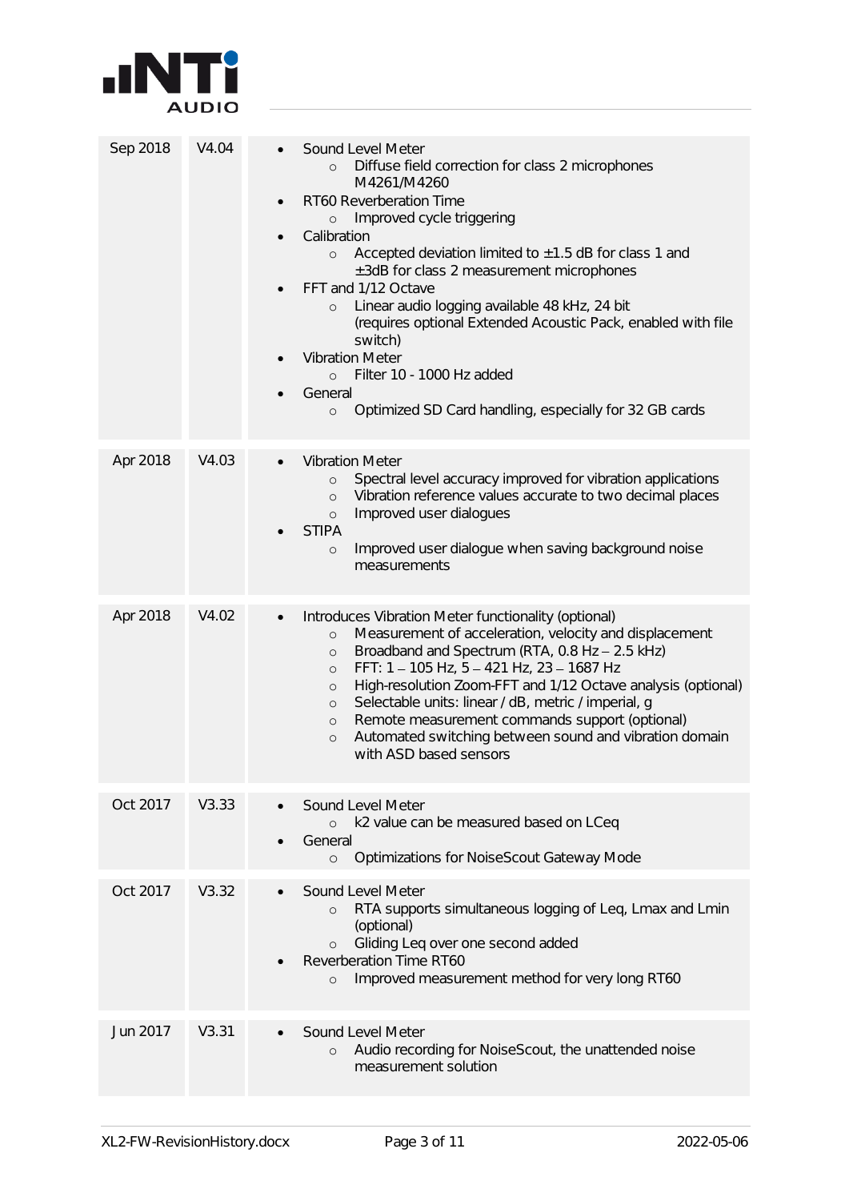| Date | Version | Changes |
|---|---|---|
| Sep 2018 | V4.04 | • Sound Level Meter<br>  ○ Diffuse field correction for class 2 microphones M4261/M4260<br>• RT60 Reverberation Time<br>  ○ Improved cycle triggering<br>• Calibration<br>  ○ Accepted deviation limited to ±1.5 dB for class 1 and ±3dB for class 2 measurement microphones<br>• FFT and 1/12 Octave<br>  ○ Linear audio logging available 48 kHz, 24 bit (requires optional Extended Acoustic Pack, enabled with file switch)<br>• Vibration Meter<br>  ○ Filter 10 - 1000 Hz added<br>• General<br>  ○ Optimized SD Card handling, especially for 32 GB cards |
| Apr 2018 | V4.03 | • Vibration Meter<br>  ○ Spectral level accuracy improved for vibration applications<br>  ○ Vibration reference values accurate to two decimal places<br>  ○ Improved user dialogues<br>• STIPA<br>  ○ Improved user dialogue when saving background noise measurements |
| Apr 2018 | V4.02 | • Introduces Vibration Meter functionality (optional)<br>  ○ Measurement of acceleration, velocity and displacement<br>  ○ Broadband and Spectrum (RTA, 0.8 Hz – 2.5 kHz)<br>  ○ FFT: 1 – 105 Hz, 5 – 421 Hz, 23 – 1687 Hz<br>  ○ High-resolution Zoom-FFT and 1/12 Octave analysis (optional)<br>  ○ Selectable units: linear / dB, metric / imperial, g<br>  ○ Remote measurement commands support (optional)<br>  ○ Automated switching between sound and vibration domain with ASD based sensors |
| Oct 2017 | V3.33 | • Sound Level Meter<br>  ○ k2 value can be measured based on LCeq<br>• General<br>  ○ Optimizations for NoiseScout Gateway Mode |
| Oct 2017 | V3.32 | • Sound Level Meter<br>  ○ RTA supports simultaneous logging of Leq, Lmax and Lmin (optional)<br>  ○ Gliding Leq over one second added<br>• Reverberation Time RT60<br>  ○ Improved measurement method for very long RT60 |
| Jun 2017 | V3.31 | • Sound Level Meter<br>  ○ Audio recording for NoiseScout, the unattended noise measurement solution |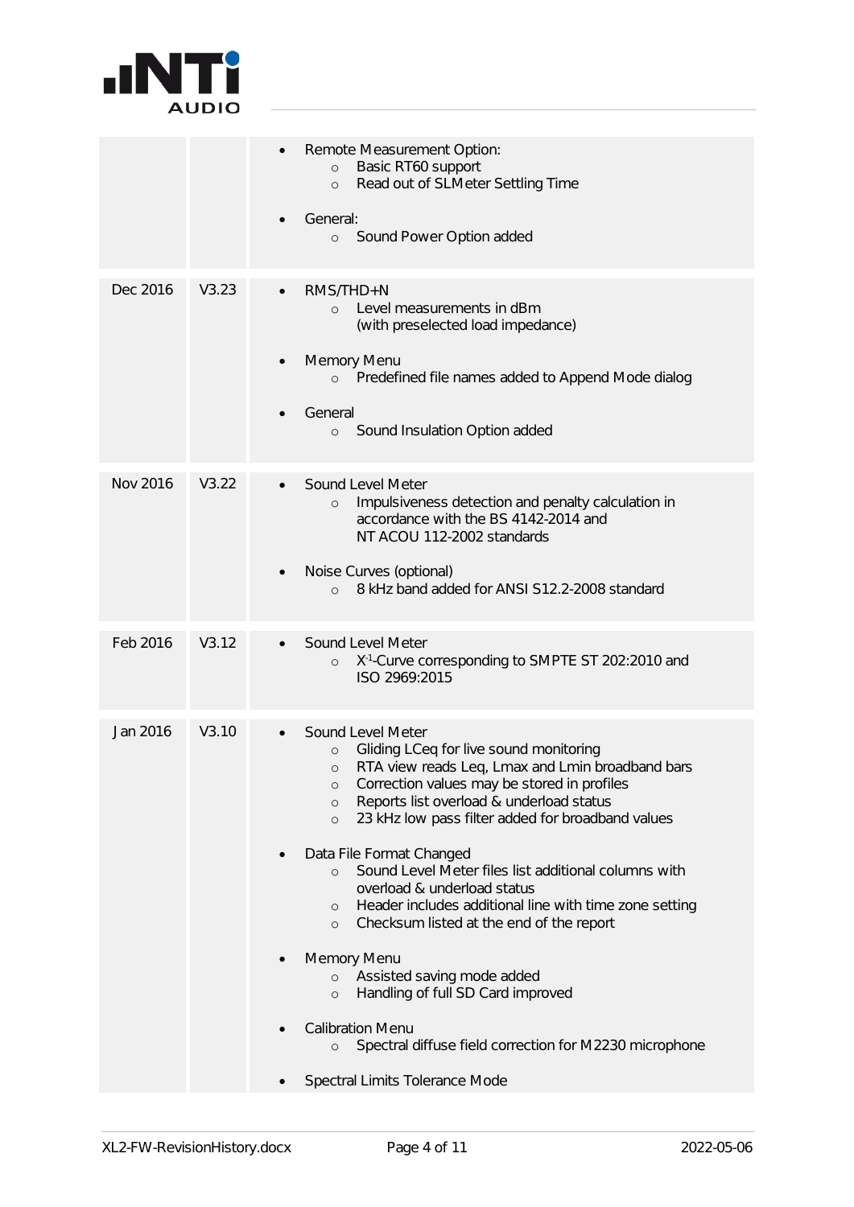| | | |
|---|---|---|
| | | • Remote Measurement Option:<br>  ○ Basic RT60 support<br>  ○ Read out of SLMeter Settling Time<br><br>• General:<br>  ○ Sound Power Option added |
| Dec 2016 | V3.23 | • RMS/THD+N<br>  ○ Level measurements in dBm (with preselected load impedance)<br><br>• Memory Menu<br>  ○ Predefined file names added to Append Mode dialog<br><br>• General<br>  ○ Sound Insulation Option added |
| Nov 2016 | V3.22 | • Sound Level Meter<br>  ○ Impulsiveness detection and penalty calculation in accordance with the BS 4142-2014 and NT ACOU 112-2002 standards<br><br>• Noise Curves (optional)<br>  ○ 8 kHz band added for ANSI S12.2-2008 standard |
| Feb 2016 | V3.12 | • Sound Level Meter<br>  ○ $X^{-1}$-Curve corresponding to SMPTE ST 202:2010 and ISO 2969:2015 |
| Jan 2016 | V3.10 | • Sound Level Meter<br>  ○ Gliding LCeq for live sound monitoring<br>  ○ RTA view reads Leq, Lmax and Lmin broadband bars<br>  ○ Correction values may be stored in profiles<br>  ○ Reports list overload & underload status<br>  ○ 23 kHz low pass filter added for broadband values<br><br>• Data File Format Changed<br>  ○ Sound Level Meter files list additional columns with overload & underload status<br>  ○ Header includes additional line with time zone setting<br>  ○ Checksum listed at the end of the report<br><br>• Memory Menu<br>  ○ Assisted saving mode added<br>  ○ Handling of full SD Card improved<br><br>• Calibration Menu<br>  ○ Spectral diffuse field correction for M2230 microphone<br><br>• Spectral Limits Tolerance Mode |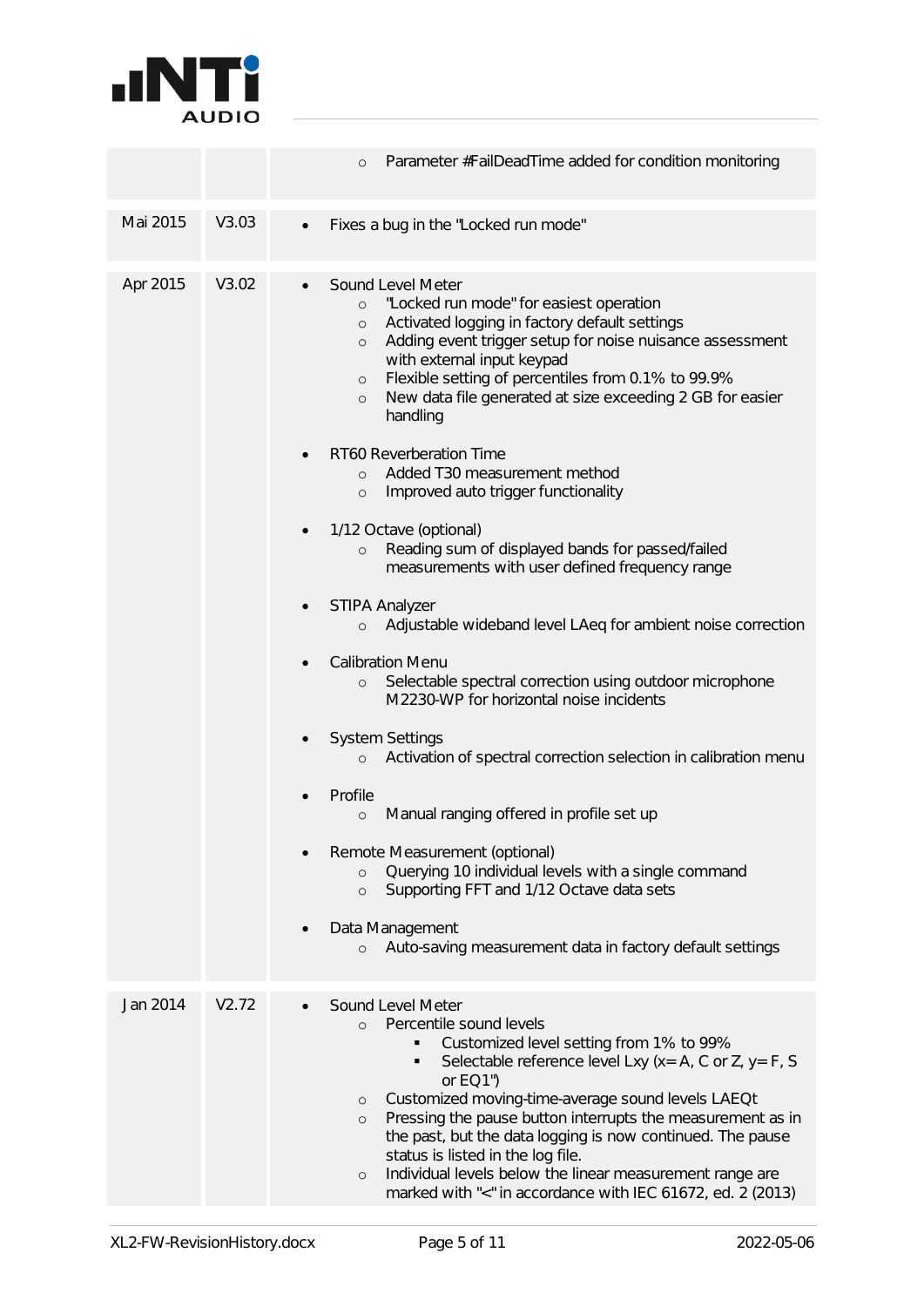| | | |
|---|---|---|
| | | <ul><li>Parameter #FailDeadTime added for condition monitoring</li></ul> |
| Mai 2015 | V3.03 | <ul><li>Fixes a bug in the "Locked run mode"</li></ul> |
| Apr 2015 | V3.02 | <ul><li>Sound Level Meter<ul><li>"Locked run mode" for easiest operation</li><li>Activated logging in factory default settings</li><li>Adding event trigger setup for noise nuisance assessment with external input keypad</li><li>Flexible setting of percentiles from 0.1% to 99.9%</li><li>New data file generated at size exceeding 2 GB for easier handling</li></ul></li><li>RT60 Reverberation Time<ul><li>Added T30 measurement method</li><li>Improved auto trigger functionality</li></ul></li><li>1/12 Octave (optional)<ul><li>Reading sum of displayed bands for passed/failed measurements with user defined frequency range</li></ul></li><li>STIPA Analyzer<ul><li>Adjustable wideband level LAeq for ambient noise correction</li></ul></li><li>Calibration Menu<ul><li>Selectable spectral correction using outdoor microphone M2230-WP for horizontal noise incidents</li></ul></li><li>System Settings<ul><li>Activation of spectral correction selection in calibration menu</li></ul></li><li>Profile<ul><li>Manual ranging offered in profile set up</li></ul></li><li>Remote Measurement (optional)<ul><li>Querying 10 individual levels with a single command</li><li>Supporting FFT and 1/12 Octave data sets</li></ul></li><li>Data Management<ul><li>Auto-saving measurement data in factory default settings</li></ul></li></ul> |
| Jan 2014 | V2.72 | <ul><li>Sound Level Meter<ul><li>Percentile sound levels<ul><li>Customized level setting from 1% to 99%</li><li>Selectable reference level Lxy (x= A, C or Z, y= F, S or EQ1")</li></ul></li><li>Customized moving-time-average sound levels LAEQt</li><li>Pressing the pause button interrupts the measurement as in the past, but the data logging is now continued. The pause status is listed in the log file.</li><li>Individual levels below the linear measurement range are marked with "<" in accordance with IEC 61672, ed. 2 (2013)</li></ul></li></ul> |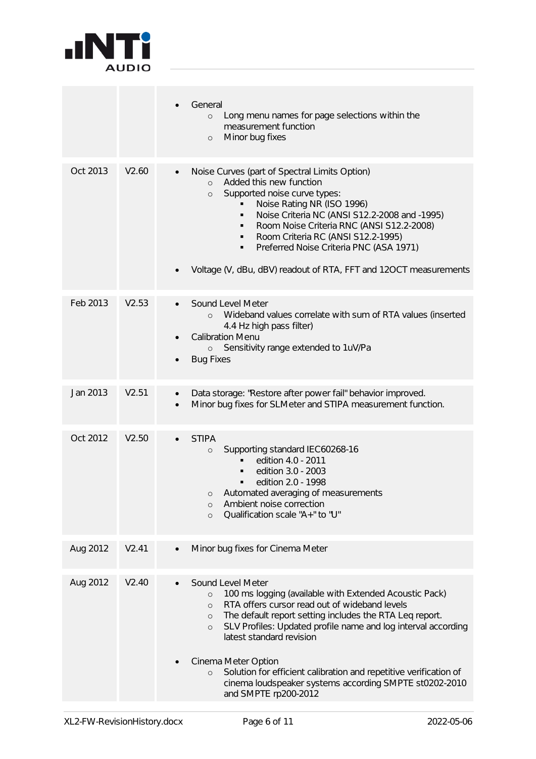| | | |
|---|---|---|
| | | • General<br>  ○ Long menu names for page selections within the measurement function<br>  ○ Minor bug fixes |
| Oct 2013 | V2.60 | • Noise Curves (part of Spectral Limits Option)<br>  ○ Added this new function<br>  ○ Supported noise curve types:<br>    ▪ Noise Rating NR (ISO 1996)<br>    ▪ Noise Criteria NC (ANSI S12.2-2008 and -1995)<br>    ▪ Room Noise Criteria RNC (ANSI S12.2-2008)<br>    ▪ Room Criteria RC (ANSI S12.2-1995)<br>    ▪ Preferred Noise Criteria PNC (ASA 1971)<br><br>• Voltage (V, dBu, dBV) readout of RTA, FFT and 12OCT measurements |
| Feb 2013 | V2.53 | • Sound Level Meter<br>  ○ Wideband values correlate with sum of RTA values (inserted 4.4 Hz high pass filter)<br>• Calibration Menu<br>  ○ Sensitivity range extended to 1uV/Pa<br>• Bug Fixes |
| Jan 2013 | V2.51 | • Data storage: "Restore after power fail" behavior improved.<br>• Minor bug fixes for SLMeter and STIPA measurement function. |
| Oct 2012 | V2.50 | • STIPA<br>  ○ Supporting standard IEC60268-16<br>    ▪ edition 4.0 - 2011<br>    ▪ edition 3.0 - 2003<br>    ▪ edition 2.0 - 1998<br>  ○ Automated averaging of measurements<br>  ○ Ambient noise correction<br>  ○ Qualification scale "A+" to "U" |
| Aug 2012 | V2.41 | • Minor bug fixes for Cinema Meter |
| Aug 2012 | V2.40 | • Sound Level Meter<br>  ○ 100 ms logging (available with Extended Acoustic Pack)<br>  ○ RTA offers cursor read out of wideband levels<br>  ○ The default report setting includes the RTA Leq report.<br>  ○ SLV Profiles: Updated profile name and log interval according latest standard revision<br><br>• Cinema Meter Option<br>  ○ Solution for efficient calibration and repetitive verification of cinema loudspeaker systems according SMPTE st0202-2010 and SMPTE rp200-2012 |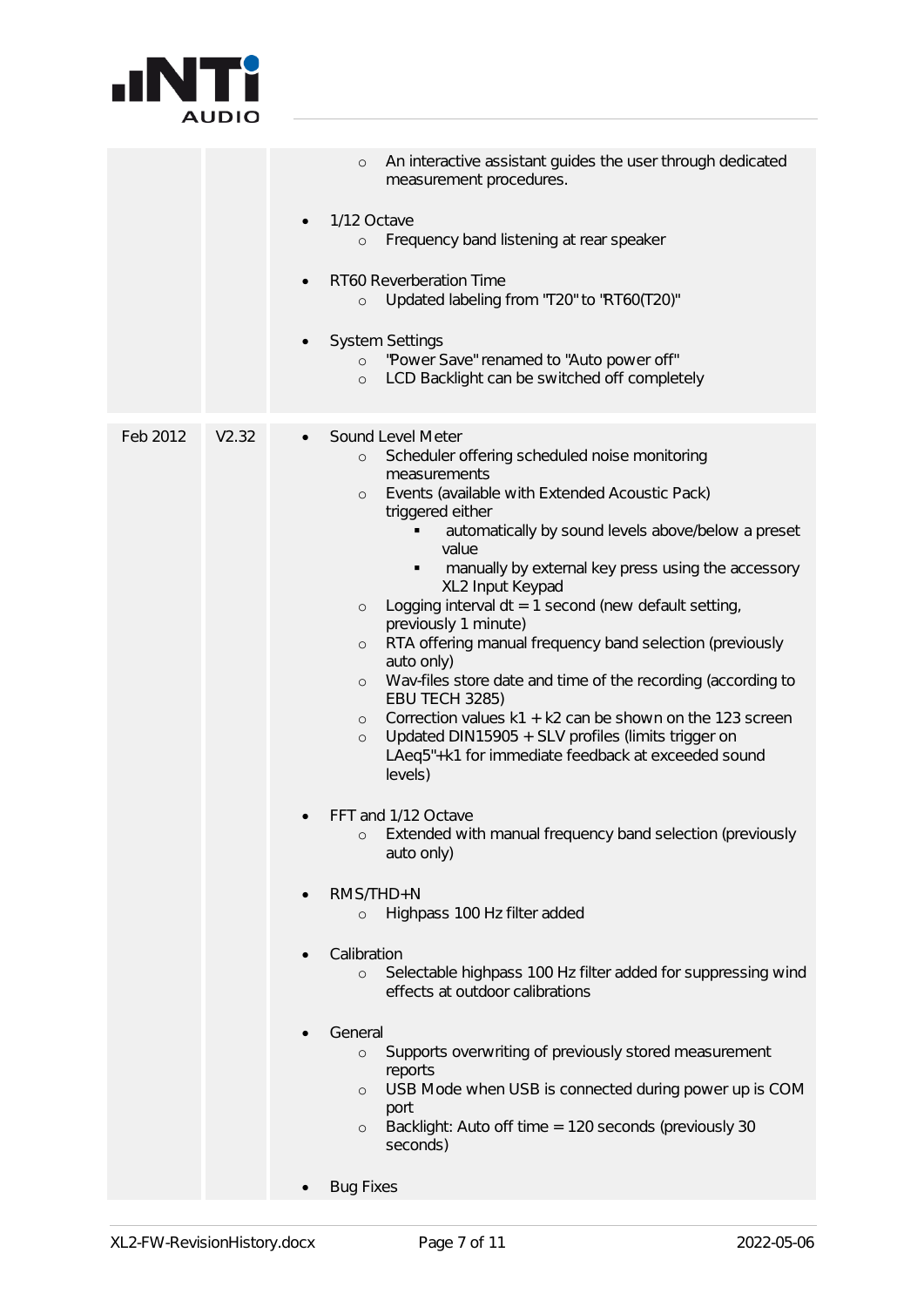| | | |
|---|---|---|
| | | <ul><li>An interactive assistant guides the user through dedicated measurement procedures.</li></ul><ul><li>1/12 Octave<ul><li>Frequency band listening at rear speaker</li></ul></li><li>RT60 Reverberation Time<ul><li>Updated labeling from "T20" to "RT60(T20)"</li></ul></li><li>System Settings<ul><li>"Power Save" renamed to "Auto power off"</li><li>LCD Backlight can be switched off completely</li></ul></li></ul> |
| Feb 2012 | V2.32 | <ul><li>Sound Level Meter<ul><li>Scheduler offering scheduled noise monitoring measurements</li><li>Events (available with Extended Acoustic Pack) triggered either<ul><li>automatically by sound levels above/below a preset value</li><li>manually by external key press using the accessory XL2 Input Keypad</li></ul></li><li>Logging interval dt = 1 second (new default setting, previously 1 minute)</li><li>RTA offering manual frequency band selection (previously auto only)</li><li>Wav-files store date and time of the recording (according to EBU TECH 3285)</li><li>Correction values k1 + k2 can be shown on the 123 screen</li><li>Updated DIN15905 + SLV profiles (limits trigger on LAeq5"+k1 for immediate feedback at exceeded sound levels)</li></ul></li><li>FFT and 1/12 Octave<ul><li>Extended with manual frequency band selection (previously auto only)</li></ul></li><li>RMS/THD+N<ul><li>Highpass 100 Hz filter added</li></ul></li><li>Calibration<ul><li>Selectable highpass 100 Hz filter added for suppressing wind effects at outdoor calibrations</li></ul></li><li>General<ul><li>Supports overwriting of previously stored measurement reports</li><li>USB Mode when USB is connected during power up is COM port</li><li>Backlight: Auto off time = 120 seconds (previously 30 seconds)</li></ul></li><li>Bug Fixes</li></ul> |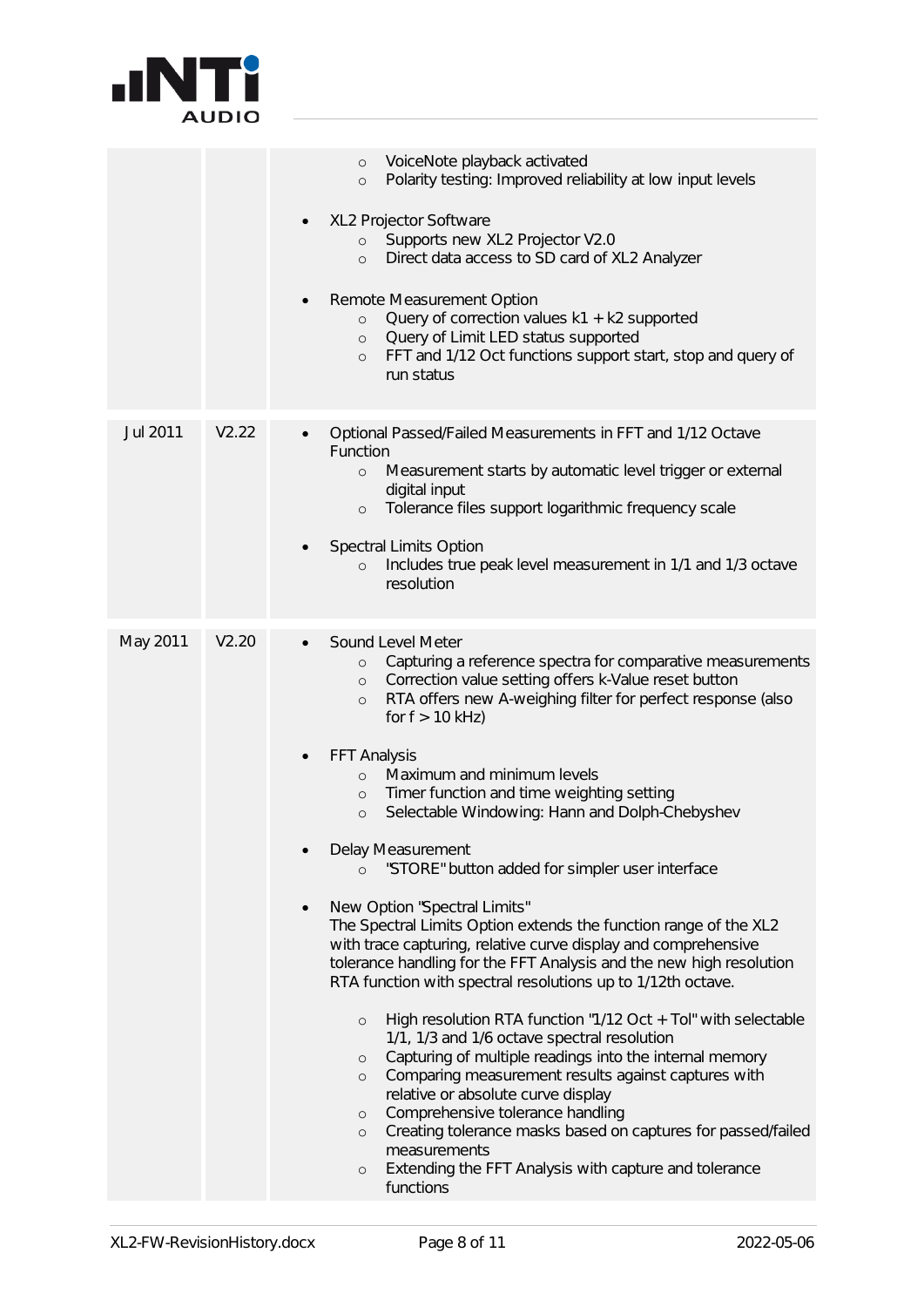| | | |
|---|---|---|
| | | <ul><li>VoiceNote playback activated</li><li>Polarity testing: Improved reliability at low input levels</li></ul><ul><li>XL2 Projector Software<ul><li>Supports new XL2 Projector V2.0</li><li>Direct data access to SD card of XL2 Analyzer</li></ul></li><li>Remote Measurement Option<ul><li>Query of correction values k1 + k2 supported</li><li>Query of Limit LED status supported</li><li>FFT and 1/12 Oct functions support start, stop and query of run status</li></ul></li></ul> |
| Jul 2011 | V2.22 | <ul><li>Optional Passed/Failed Measurements in FFT and 1/12 Octave Function<ul><li>Measurement starts by automatic level trigger or external digital input</li><li>Tolerance files support logarithmic frequency scale</li></ul></li><li>Spectral Limits Option<ul><li>Includes true peak level measurement in 1/1 and 1/3 octave resolution</li></ul></li></ul> |
| May 2011 | V2.20 | <ul><li>Sound Level Meter<ul><li>Capturing a reference spectra for comparative measurements</li><li>Correction value setting offers k-Value reset button</li><li>RTA offers new A-weighing filter for perfect response (also for f > 10 kHz)</li></ul></li><li>FFT Analysis<ul><li>Maximum and minimum levels</li><li>Timer function and time weighting setting</li><li>Selectable Windowing: Hann and Dolph-Chebyshev</li></ul></li><li>Delay Measurement<ul><li>"STORE" button added for simpler user interface</li></ul></li><li>New Option "Spectral Limits"<br>The Spectral Limits Option extends the function range of the XL2 with trace capturing, relative curve display and comprehensive tolerance handling for the FFT Analysis and the new high resolution RTA function with spectral resolutions up to 1/12th octave.<ul><li>High resolution RTA function "1/12 Oct + Tol" with selectable 1/1, 1/3 and 1/6 octave spectral resolution</li><li>Capturing of multiple readings into the internal memory</li><li>Comparing measurement results against captures with relative or absolute curve display</li><li>Comprehensive tolerance handling</li><li>Creating tolerance masks based on captures for passed/failed measurements</li><li>Extending the FFT Analysis with capture and tolerance functions</li></ul></li></ul> |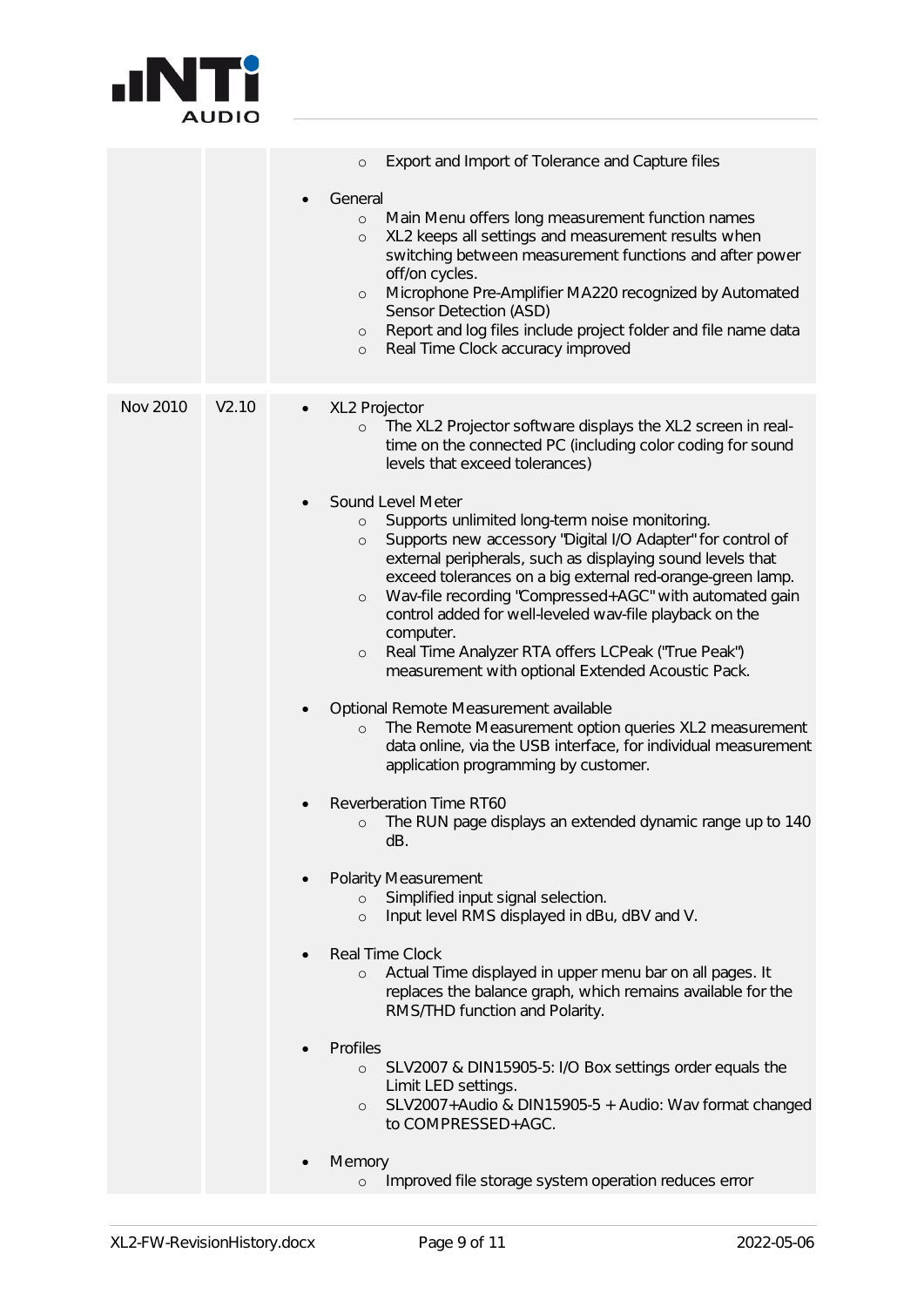| | | |
|---|---|---|
| | | ◦ Export and Import of Tolerance and Capture files<br><br>• General<br>◦ Main Menu offers long measurement function names<br>◦ XL2 keeps all settings and measurement results when switching between measurement functions and after power off/on cycles.<br>◦ Microphone Pre-Amplifier MA220 recognized by Automated Sensor Detection (ASD)<br>◦ Report and log files include project folder and file name data<br>◦ Real Time Clock accuracy improved |
| Nov 2010 | V2.10 | • XL2 Projector<br>◦ The XL2 Projector software displays the XL2 screen in real-time on the connected PC (including color coding for sound levels that exceed tolerances)<br><br>• Sound Level Meter<br>◦ Supports unlimited long-term noise monitoring.<br>◦ Supports new accessory "Digital I/O Adapter" for control of external peripherals, such as displaying sound levels that exceed tolerances on a big external red-orange-green lamp.<br>◦ Wav-file recording "Compressed+AGC" with automated gain control added for well-leveled wav-file playback on the computer.<br>◦ Real Time Analyzer RTA offers LCPeak ("True Peak") measurement with optional Extended Acoustic Pack.<br><br>• Optional Remote Measurement available<br>◦ The Remote Measurement option queries XL2 measurement data online, via the USB interface, for individual measurement application programming by customer.<br><br>• Reverberation Time RT60<br>◦ The RUN page displays an extended dynamic range up to 140 dB.<br><br>• Polarity Measurement<br>◦ Simplified input signal selection.<br>◦ Input level RMS displayed in dBu, dBV and V.<br><br>• Real Time Clock<br>◦ Actual Time displayed in upper menu bar on all pages. It replaces the balance graph, which remains available for the RMS/THD function and Polarity.<br><br>• Profiles<br>◦ SLV2007 & DIN15905-5: I/O Box settings order equals the Limit LED settings.<br>◦ SLV2007+Audio & DIN15905-5 + Audio: Wav format changed to COMPRESSED+AGC.<br><br>• Memory<br>◦ Improved file storage system operation reduces error |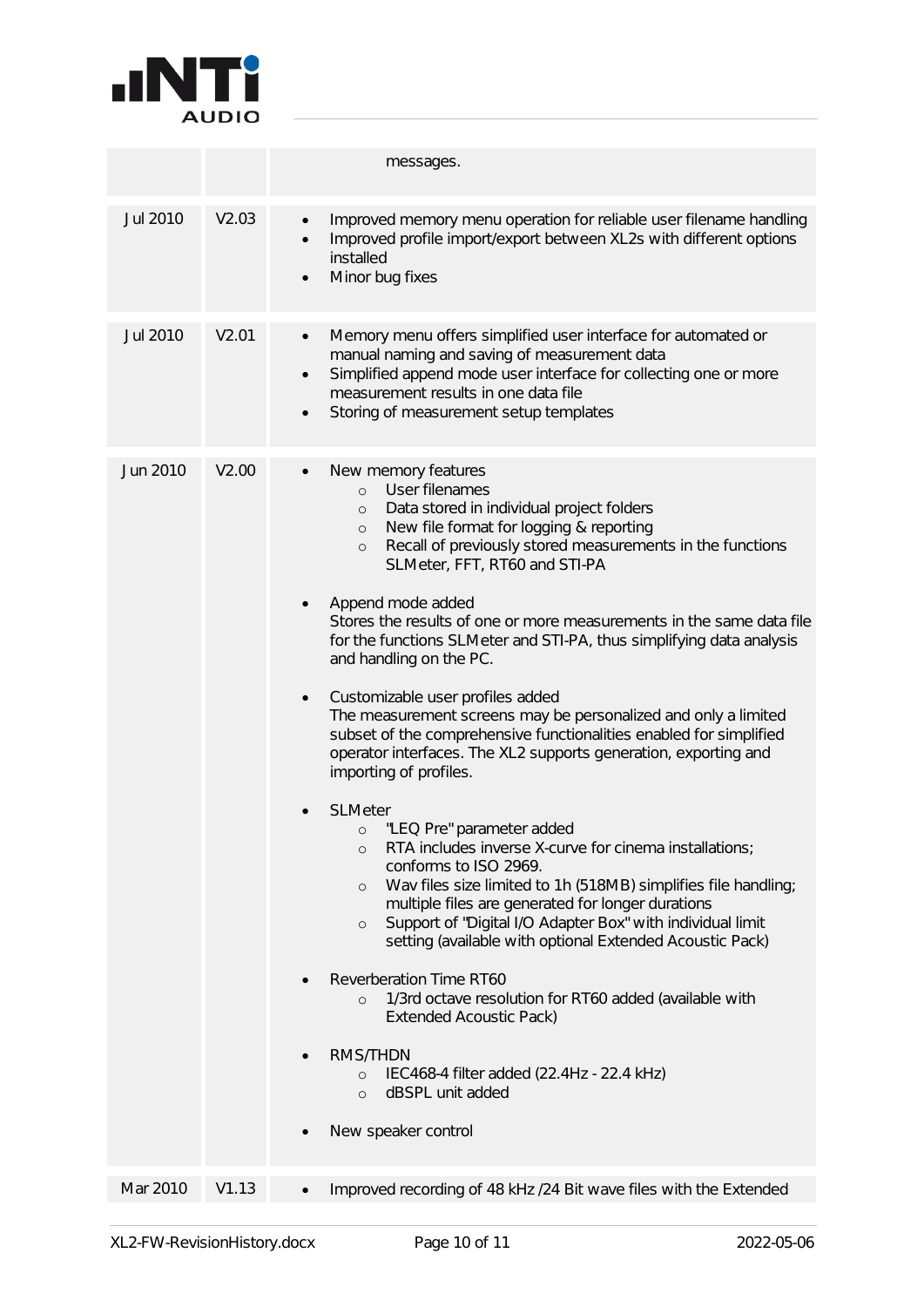| | | |
|---|---|---|
| | | messages. |
| Jul 2010 | V2.03 | • Improved memory menu operation for reliable user filename handling<br>• Improved profile import/export between XL2s with different options installed<br>• Minor bug fixes |
| Jul 2010 | V2.01 | • Memory menu offers simplified user interface for automated or manual naming and saving of measurement data<br>• Simplified append mode user interface for collecting one or more measurement results in one data file<br>• Storing of measurement setup templates |
| Jun 2010 | V2.00 | • New memory features<br>&nbsp;&nbsp;&nbsp;&nbsp;○ User filenames<br>&nbsp;&nbsp;&nbsp;&nbsp;○ Data stored in individual project folders<br>&nbsp;&nbsp;&nbsp;&nbsp;○ New file format for logging & reporting<br>&nbsp;&nbsp;&nbsp;&nbsp;○ Recall of previously stored measurements in the functions SLMeter, FFT, RT60 and STI-PA<br><br>• Append mode added<br>Stores the results of one or more measurements in the same data file for the functions SLMeter and STI-PA, thus simplifying data analysis and handling on the PC.<br><br>• Customizable user profiles added<br>The measurement screens may be personalized and only a limited subset of the comprehensive functionalities enabled for simplified operator interfaces. The XL2 supports generation, exporting and importing of profiles.<br><br>• SLMeter<br>&nbsp;&nbsp;&nbsp;&nbsp;○ "LEQ Pre" parameter added<br>&nbsp;&nbsp;&nbsp;&nbsp;○ RTA includes inverse X-curve for cinema installations; conforms to ISO 2969.<br>&nbsp;&nbsp;&nbsp;&nbsp;○ Wav files size limited to 1h (518MB) simplifies file handling; multiple files are generated for longer durations<br>&nbsp;&nbsp;&nbsp;&nbsp;○ Support of "Digital I/O Adapter Box" with individual limit setting (available with optional Extended Acoustic Pack)<br><br>• Reverberation Time RT60<br>&nbsp;&nbsp;&nbsp;&nbsp;○ 1/3rd octave resolution for RT60 added (available with Extended Acoustic Pack)<br><br>• RMS/THDN<br>&nbsp;&nbsp;&nbsp;&nbsp;○ IEC468-4 filter added (22.4Hz - 22.4 kHz)<br>&nbsp;&nbsp;&nbsp;&nbsp;○ dBSPL unit added<br><br>• New speaker control |
| Mar 2010 | V1.13 | • Improved recording of 48 kHz /24 Bit wave files with the Extended |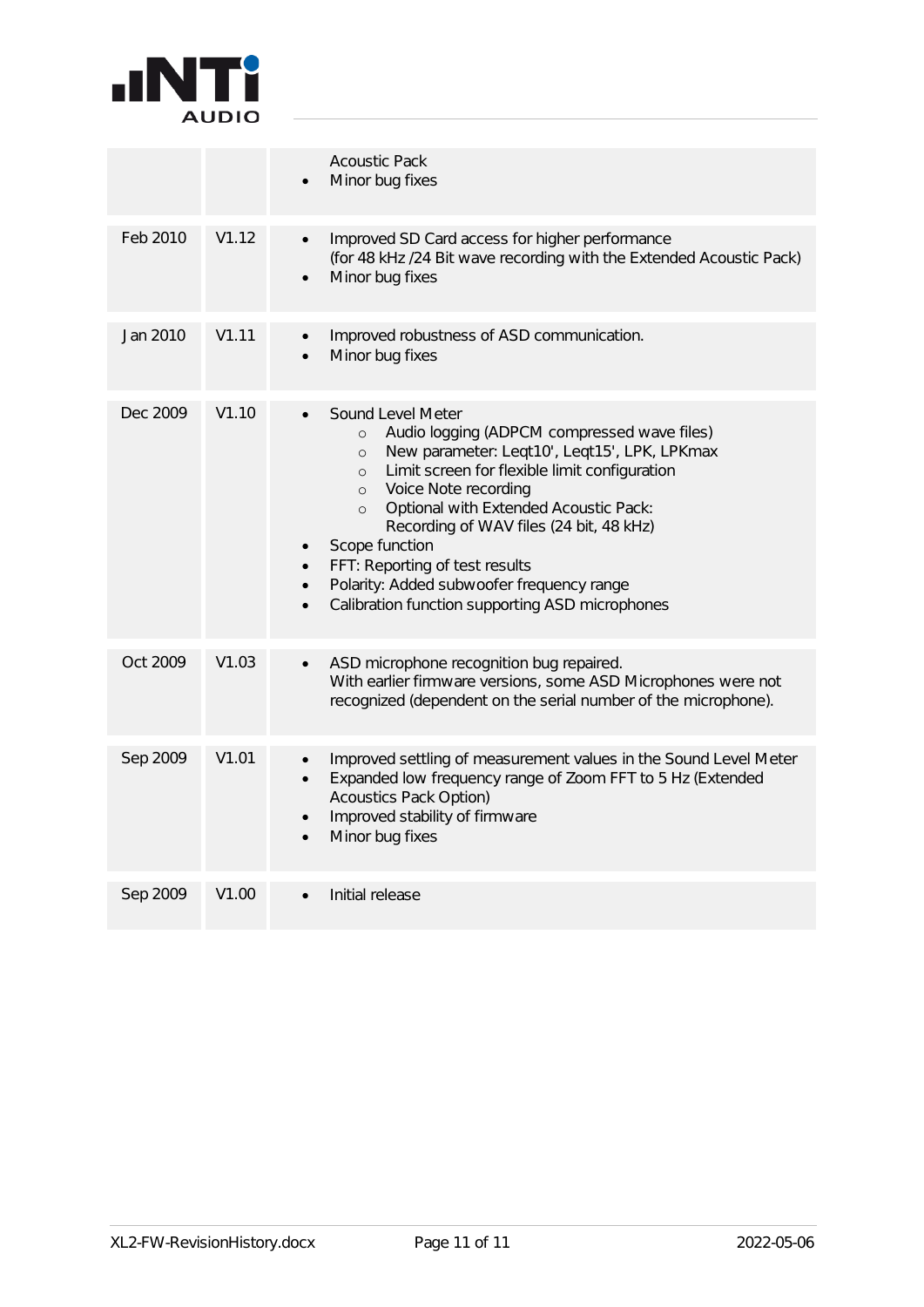| | | |
|---|---|---|
| | | Acoustic Pack<br>• Minor bug fixes |
| Feb 2010 | V1.12 | • Improved SD Card access for higher performance (for 48 kHz /24 Bit wave recording with the Extended Acoustic Pack)<br>• Minor bug fixes |
| Jan 2010 | V1.11 | • Improved robustness of ASD communication.<br>• Minor bug fixes |
| Dec 2009 | V1.10 | • Sound Level Meter<br>&nbsp;&nbsp;&nbsp;&nbsp;○ Audio logging (ADPCM compressed wave files)<br>&nbsp;&nbsp;&nbsp;&nbsp;○ New parameter: Leqt10', Leqt15', LPK, LPKmax<br>&nbsp;&nbsp;&nbsp;&nbsp;○ Limit screen for flexible limit configuration<br>&nbsp;&nbsp;&nbsp;&nbsp;○ Voice Note recording<br>&nbsp;&nbsp;&nbsp;&nbsp;○ Optional with Extended Acoustic Pack: Recording of WAV files (24 bit, 48 kHz)<br>• Scope function<br>• FFT: Reporting of test results<br>• Polarity: Added subwoofer frequency range<br>• Calibration function supporting ASD microphones |
| Oct 2009 | V1.03 | • ASD microphone recognition bug repaired. With earlier firmware versions, some ASD Microphones were not recognized (dependent on the serial number of the microphone). |
| Sep 2009 | V1.01 | • Improved settling of measurement values in the Sound Level Meter<br>• Expanded low frequency range of Zoom FFT to 5 Hz (Extended Acoustics Pack Option)<br>• Improved stability of firmware<br>• Minor bug fixes |
| Sep 2009 | V1.00 | • Initial release |